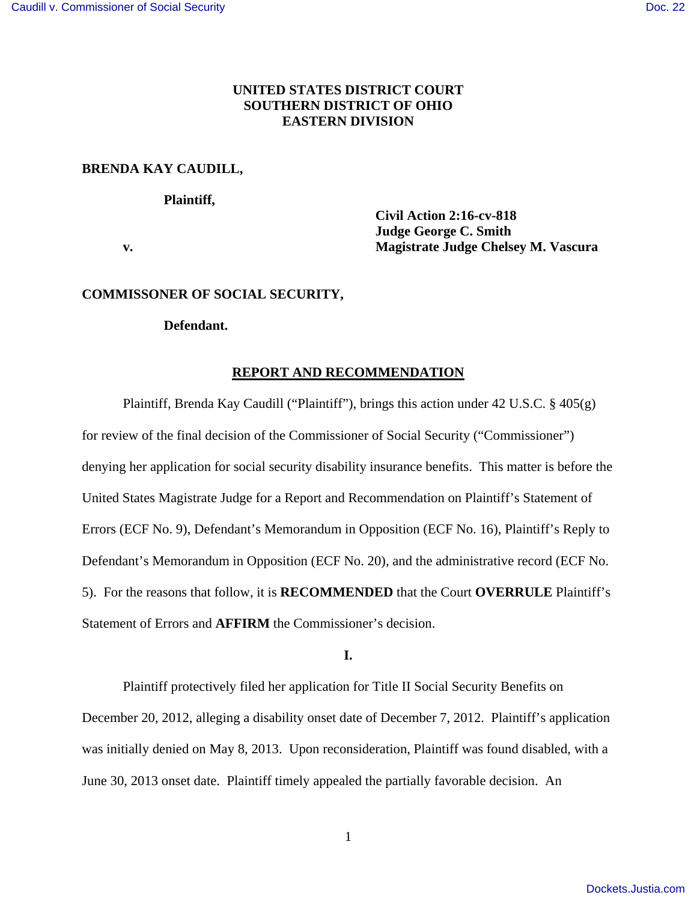**UNITED STATES DISTRICT COURT**
**SOUTHERN DISTRICT OF OHIO**
**EASTERN DIVISION**

**BRENDA KAY CAUDILL,**

**Plaintiff,**

**v.**

**Civil Action 2:16-cv-818**
**Judge George C. Smith**
**Magistrate Judge Chelsey M. Vascura**

**COMMISSONER OF SOCIAL SECURITY,**

**Defendant.**

## REPORT AND RECOMMENDATION

Plaintiff, Brenda Kay Caudill ("Plaintiff"), brings this action under 42 U.S.C. § 405(g) for review of the final decision of the Commissioner of Social Security ("Commissioner") denying her application for social security disability insurance benefits. This matter is before the United States Magistrate Judge for a Report and Recommendation on Plaintiff's Statement of Errors (ECF No. 9), Defendant's Memorandum in Opposition (ECF No. 16), Plaintiff's Reply to Defendant's Memorandum in Opposition (ECF No. 20), and the administrative record (ECF No. 5). For the reasons that follow, it is **RECOMMENDED** that the Court **OVERRULE** Plaintiff's Statement of Errors and **AFFIRM** the Commissioner's decision.

**I.**

Plaintiff protectively filed her application for Title II Social Security Benefits on December 20, 2012, alleging a disability onset date of December 7, 2012. Plaintiff's application was initially denied on May 8, 2013. Upon reconsideration, Plaintiff was found disabled, with a June 30, 2013 onset date. Plaintiff timely appealed the partially favorable decision. An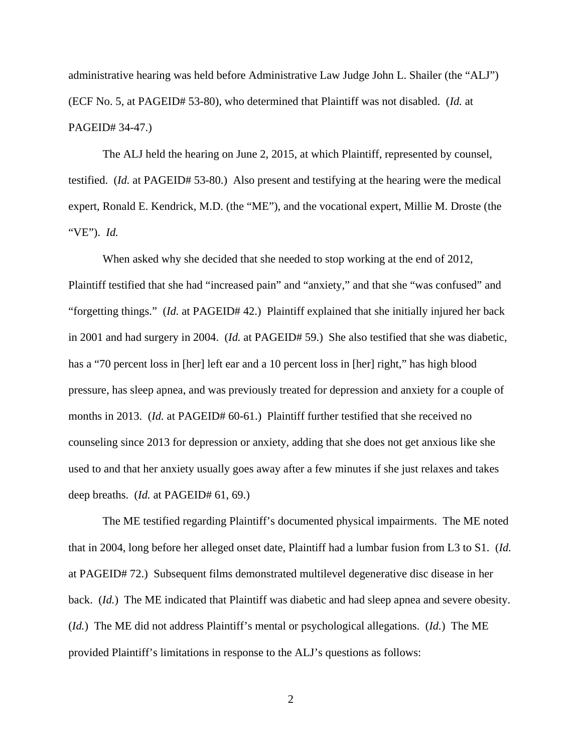administrative hearing was held before Administrative Law Judge John L. Shailer (the "ALJ") (ECF No. 5, at PAGEID# 53-80), who determined that Plaintiff was not disabled. (*Id.* at PAGEID# 34-47.)

The ALJ held the hearing on June 2, 2015, at which Plaintiff, represented by counsel, testified. (*Id.* at PAGEID# 53-80.) Also present and testifying at the hearing were the medical expert, Ronald E. Kendrick, M.D. (the "ME"), and the vocational expert, Millie M. Droste (the "VE"). *Id.*

When asked why she decided that she needed to stop working at the end of 2012, Plaintiff testified that she had "increased pain" and "anxiety," and that she "was confused" and "forgetting things." (*Id.* at PAGEID# 42.) Plaintiff explained that she initially injured her back in 2001 and had surgery in 2004. (*Id.* at PAGEID# 59.) She also testified that she was diabetic, has a "70 percent loss in [her] left ear and a 10 percent loss in [her] right," has high blood pressure, has sleep apnea, and was previously treated for depression and anxiety for a couple of months in 2013. (*Id.* at PAGEID# 60-61.) Plaintiff further testified that she received no counseling since 2013 for depression or anxiety, adding that she does not get anxious like she used to and that her anxiety usually goes away after a few minutes if she just relaxes and takes deep breaths. (*Id.* at PAGEID# 61, 69.)

The ME testified regarding Plaintiff's documented physical impairments. The ME noted that in 2004, long before her alleged onset date, Plaintiff had a lumbar fusion from L3 to S1. (*Id.* at PAGEID# 72.) Subsequent films demonstrated multilevel degenerative disc disease in her back. (*Id.*) The ME indicated that Plaintiff was diabetic and had sleep apnea and severe obesity. (*Id.*) The ME did not address Plaintiff's mental or psychological allegations. (*Id.*) The ME provided Plaintiff's limitations in response to the ALJ's questions as follows: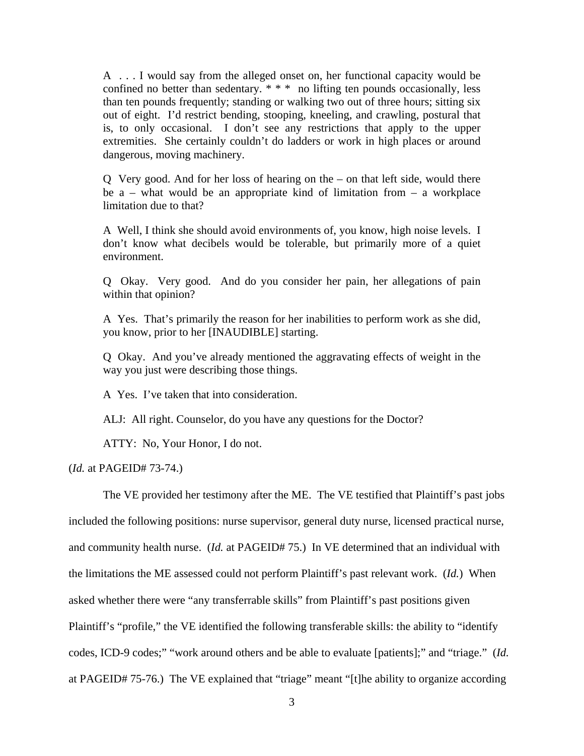> A . . . I would say from the alleged onset on, her functional capacity would be confined no better than sedentary. * * * no lifting ten pounds occasionally, less than ten pounds frequently; standing or walking two out of three hours; sitting six out of eight. I'd restrict bending, stooping, kneeling, and crawling, postural that is, to only occasional. I don't see any restrictions that apply to the upper extremities. She certainly couldn't do ladders or work in high places or around dangerous, moving machinery.
>
> Q Very good. And for her loss of hearing on the – on that left side, would there be a – what would be an appropriate kind of limitation from – a workplace limitation due to that?
>
> A Well, I think she should avoid environments of, you know, high noise levels. I don't know what decibels would be tolerable, but primarily more of a quiet environment.
>
> Q Okay. Very good. And do you consider her pain, her allegations of pain within that opinion?
>
> A Yes. That's primarily the reason for her inabilities to perform work as she did, you know, prior to her [INAUDIBLE] starting.
>
> Q Okay. And you've already mentioned the aggravating effects of weight in the way you just were describing those things.
>
> A Yes. I've taken that into consideration.
>
> ALJ: All right. Counselor, do you have any questions for the Doctor?
>
> ATTY: No, Your Honor, I do not.

(*Id.* at PAGEID# 73-74.)

The VE provided her testimony after the ME. The VE testified that Plaintiff's past jobs included the following positions: nurse supervisor, general duty nurse, licensed practical nurse, and community health nurse. (*Id.* at PAGEID# 75.) In VE determined that an individual with the limitations the ME assessed could not perform Plaintiff's past relevant work. (*Id.*) When asked whether there were "any transferrable skills" from Plaintiff's past positions given Plaintiff's "profile," the VE identified the following transferable skills: the ability to "identify codes, ICD-9 codes;" "work around others and be able to evaluate [patients];" and "triage." (*Id.* at PAGEID# 75-76.) The VE explained that "triage" meant "[t]he ability to organize according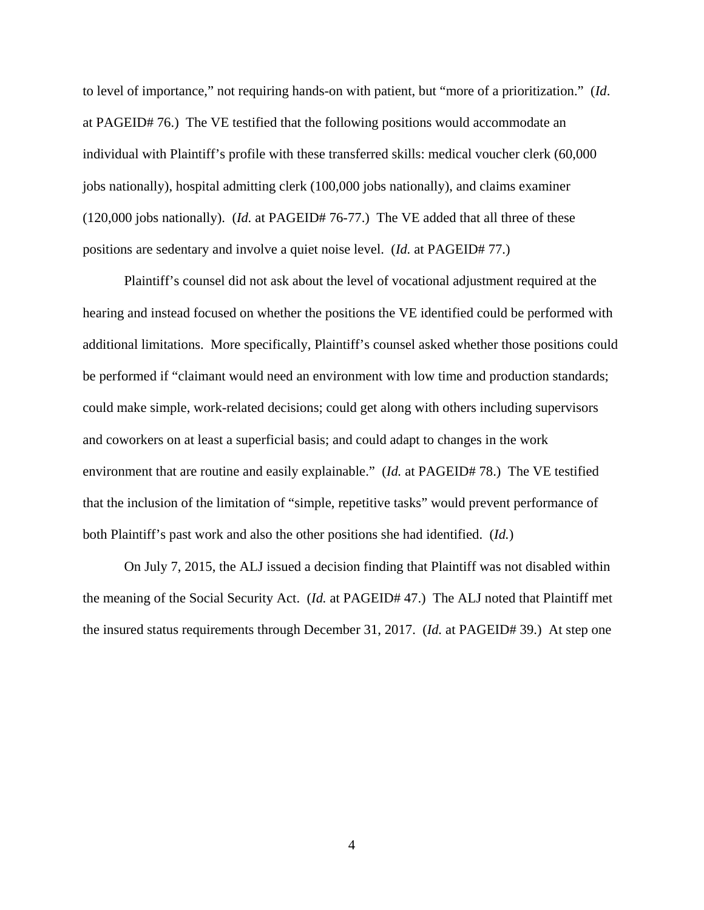to level of importance," not requiring hands-on with patient, but "more of a prioritization." (*Id*. at PAGEID# 76.) The VE testified that the following positions would accommodate an individual with Plaintiff's profile with these transferred skills: medical voucher clerk (60,000 jobs nationally), hospital admitting clerk (100,000 jobs nationally), and claims examiner (120,000 jobs nationally). (*Id.* at PAGEID# 76-77.) The VE added that all three of these positions are sedentary and involve a quiet noise level. (*Id.* at PAGEID# 77.)

Plaintiff's counsel did not ask about the level of vocational adjustment required at the hearing and instead focused on whether the positions the VE identified could be performed with additional limitations. More specifically, Plaintiff's counsel asked whether those positions could be performed if "claimant would need an environment with low time and production standards; could make simple, work-related decisions; could get along with others including supervisors and coworkers on at least a superficial basis; and could adapt to changes in the work environment that are routine and easily explainable." (*Id.* at PAGEID# 78.) The VE testified that the inclusion of the limitation of "simple, repetitive tasks" would prevent performance of both Plaintiff's past work and also the other positions she had identified. (*Id.*)

On July 7, 2015, the ALJ issued a decision finding that Plaintiff was not disabled within the meaning of the Social Security Act. (*Id.* at PAGEID# 47.) The ALJ noted that Plaintiff met the insured status requirements through December 31, 2017. (*Id.* at PAGEID# 39.) At step one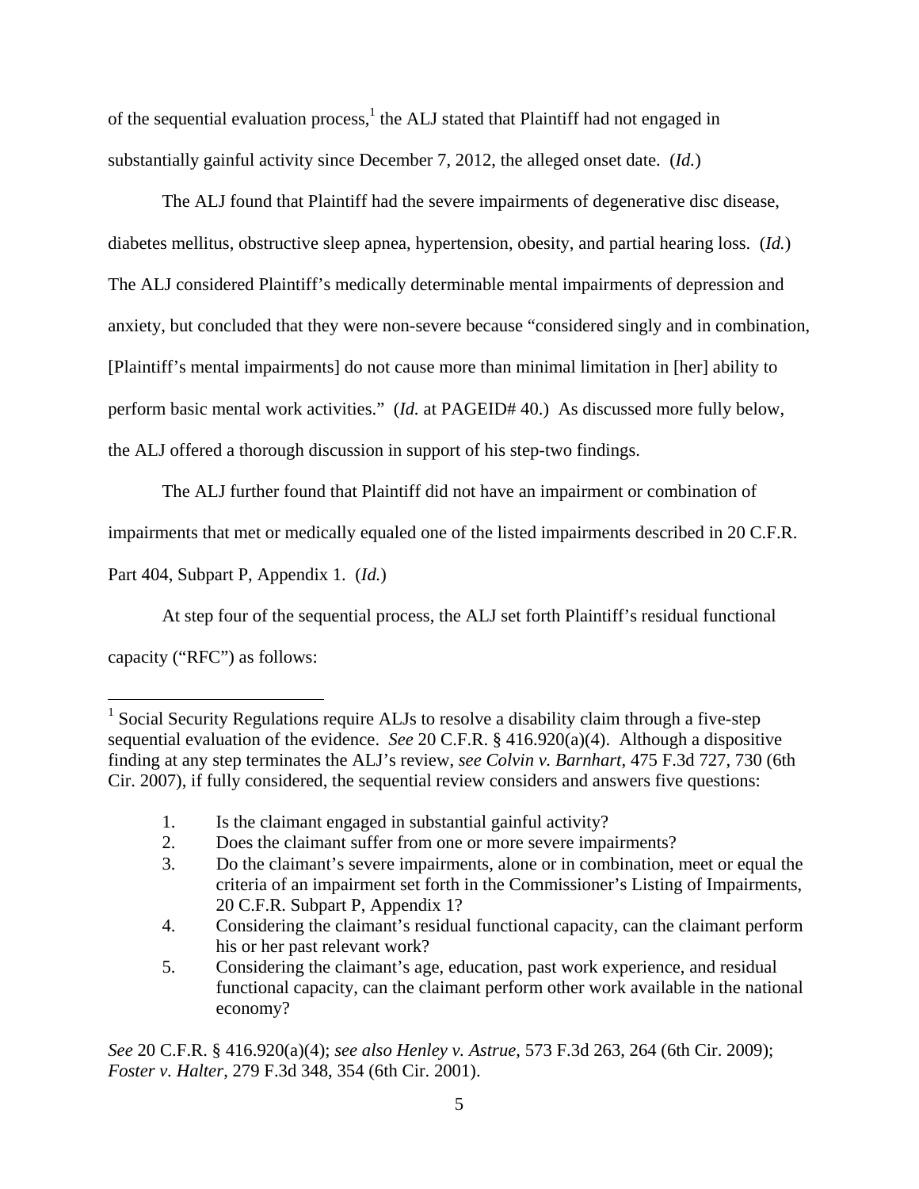of the sequential evaluation process,[1] the ALJ stated that Plaintiff had not engaged in substantially gainful activity since December 7, 2012, the alleged onset date. (*Id.*)

The ALJ found that Plaintiff had the severe impairments of degenerative disc disease, diabetes mellitus, obstructive sleep apnea, hypertension, obesity, and partial hearing loss. (*Id.*) The ALJ considered Plaintiff's medically determinable mental impairments of depression and anxiety, but concluded that they were non-severe because "considered singly and in combination, [Plaintiff's mental impairments] do not cause more than minimal limitation in [her] ability to perform basic mental work activities." (*Id.* at PAGEID# 40.) As discussed more fully below, the ALJ offered a thorough discussion in support of his step-two findings.

The ALJ further found that Plaintiff did not have an impairment or combination of impairments that met or medically equaled one of the listed impairments described in 20 C.F.R. Part 404, Subpart P, Appendix 1. (*Id.*)

At step four of the sequential process, the ALJ set forth Plaintiff's residual functional capacity ("RFC") as follows:

---

[1] Social Security Regulations require ALJs to resolve a disability claim through a five-step sequential evaluation of the evidence. *See* 20 C.F.R. § 416.920(a)(4). Although a dispositive finding at any step terminates the ALJ's review, *see Colvin v. Barnhart*, 475 F.3d 727, 730 (6th Cir. 2007), if fully considered, the sequential review considers and answers five questions:

1. Is the claimant engaged in substantial gainful activity?
2. Does the claimant suffer from one or more severe impairments?
3. Do the claimant's severe impairments, alone or in combination, meet or equal the criteria of an impairment set forth in the Commissioner's Listing of Impairments, 20 C.F.R. Subpart P, Appendix 1?
4. Considering the claimant's residual functional capacity, can the claimant perform his or her past relevant work?
5. Considering the claimant's age, education, past work experience, and residual functional capacity, can the claimant perform other work available in the national economy?

*See* 20 C.F.R. § 416.920(a)(4); *see also Henley v. Astrue*, 573 F.3d 263, 264 (6th Cir. 2009); *Foster v. Halter*, 279 F.3d 348, 354 (6th Cir. 2001).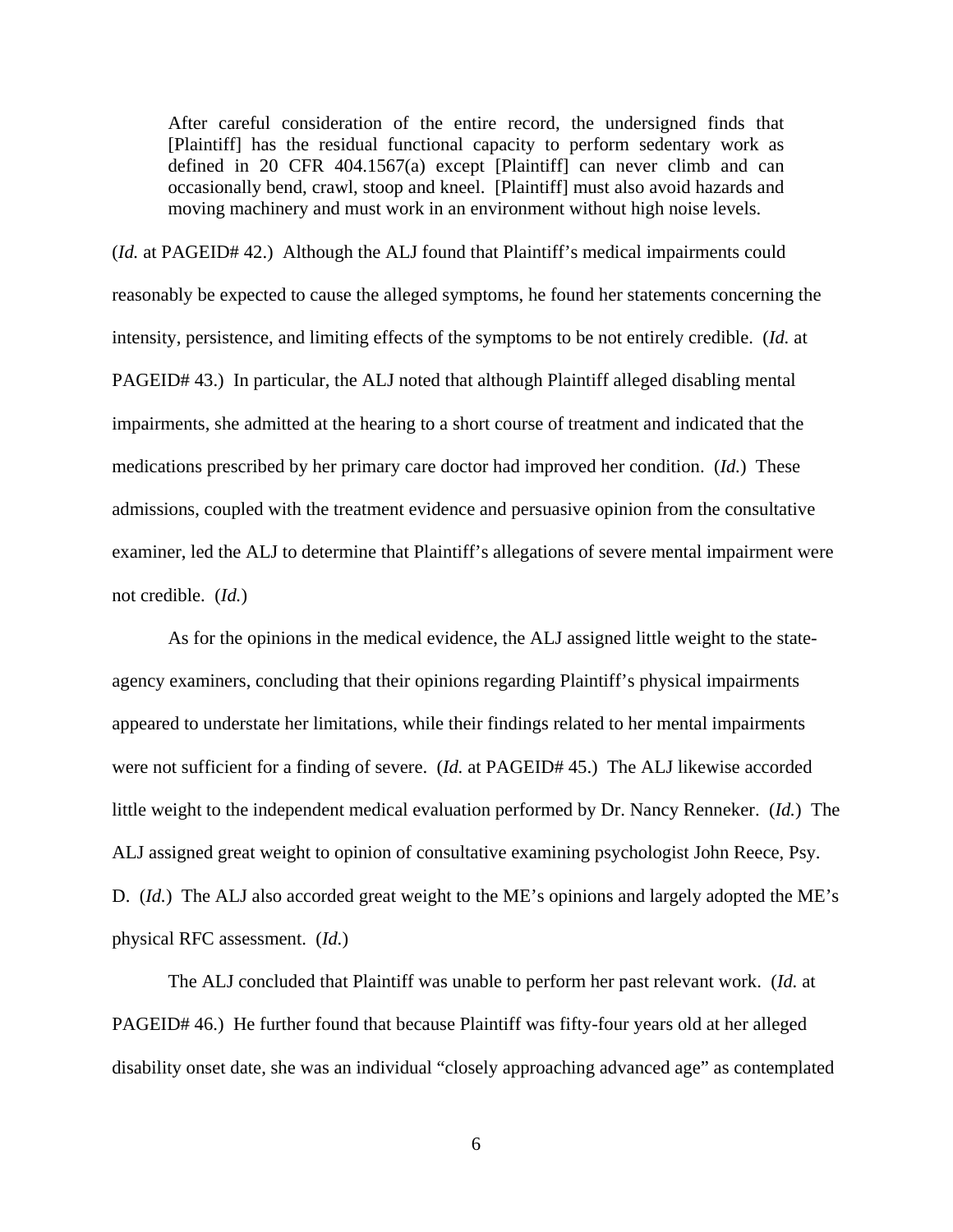> After careful consideration of the entire record, the undersigned finds that [Plaintiff] has the residual functional capacity to perform sedentary work as defined in 20 CFR 404.1567(a) except [Plaintiff] can never climb and can occasionally bend, crawl, stoop and kneel. [Plaintiff] must also avoid hazards and moving machinery and must work in an environment without high noise levels.

(*Id.* at PAGEID# 42.) Although the ALJ found that Plaintiff's medical impairments could reasonably be expected to cause the alleged symptoms, he found her statements concerning the intensity, persistence, and limiting effects of the symptoms to be not entirely credible. (*Id.* at PAGEID# 43.) In particular, the ALJ noted that although Plaintiff alleged disabling mental impairments, she admitted at the hearing to a short course of treatment and indicated that the medications prescribed by her primary care doctor had improved her condition. (*Id.*) These admissions, coupled with the treatment evidence and persuasive opinion from the consultative examiner, led the ALJ to determine that Plaintiff's allegations of severe mental impairment were not credible. (*Id.*)

As for the opinions in the medical evidence, the ALJ assigned little weight to the state-agency examiners, concluding that their opinions regarding Plaintiff's physical impairments appeared to understate her limitations, while their findings related to her mental impairments were not sufficient for a finding of severe. (*Id.* at PAGEID# 45.) The ALJ likewise accorded little weight to the independent medical evaluation performed by Dr. Nancy Renneker. (*Id.*) The ALJ assigned great weight to opinion of consultative examining psychologist John Reece, Psy. D. (*Id.*) The ALJ also accorded great weight to the ME's opinions and largely adopted the ME's physical RFC assessment. (*Id.*)

The ALJ concluded that Plaintiff was unable to perform her past relevant work. (*Id.* at PAGEID# 46.) He further found that because Plaintiff was fifty-four years old at her alleged disability onset date, she was an individual "closely approaching advanced age" as contemplated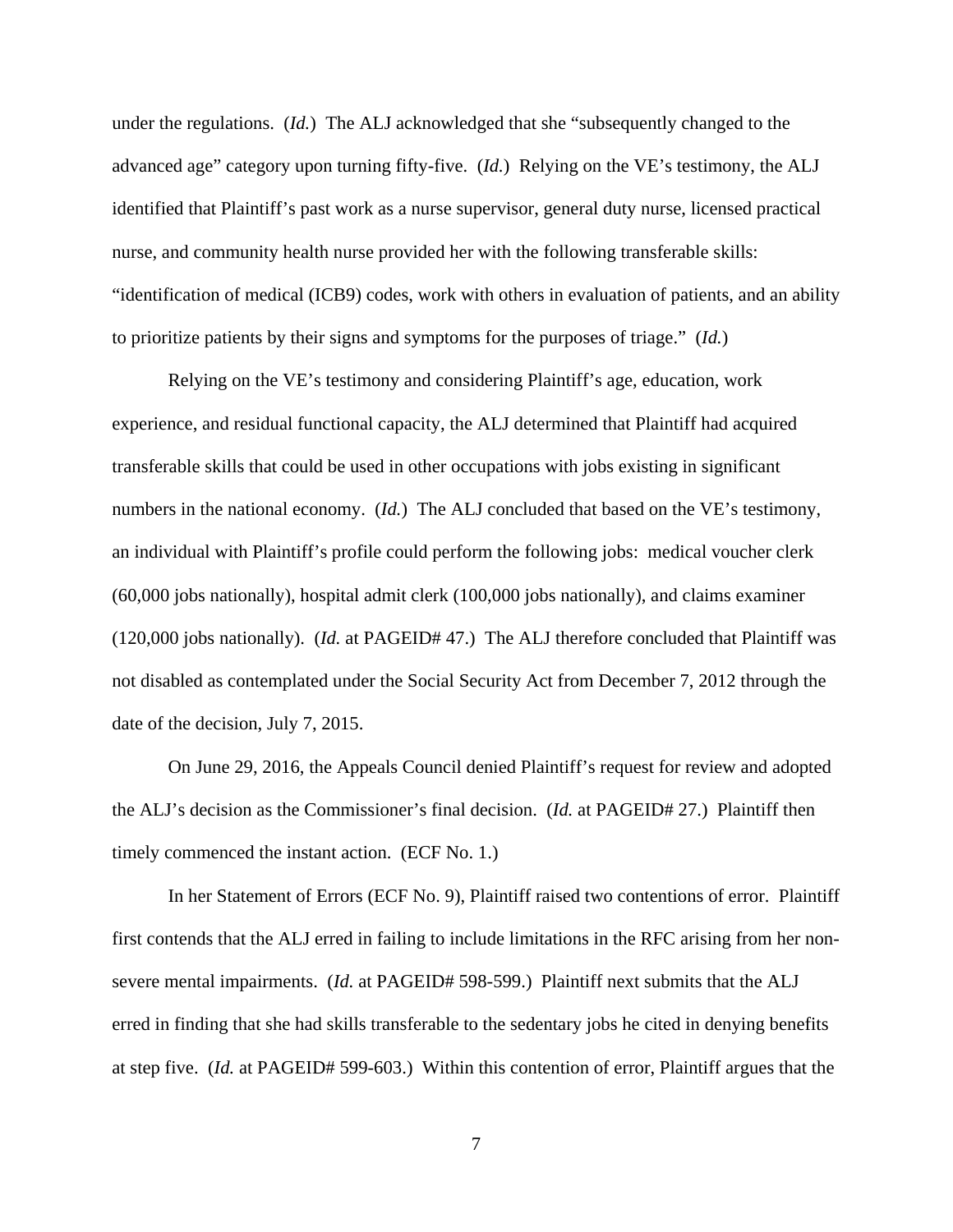under the regulations. (*Id.*) The ALJ acknowledged that she "subsequently changed to the advanced age" category upon turning fifty-five. (*Id.*) Relying on the VE's testimony, the ALJ identified that Plaintiff's past work as a nurse supervisor, general duty nurse, licensed practical nurse, and community health nurse provided her with the following transferable skills: "identification of medical (ICB9) codes, work with others in evaluation of patients, and an ability to prioritize patients by their signs and symptoms for the purposes of triage." (*Id.*)

Relying on the VE's testimony and considering Plaintiff's age, education, work experience, and residual functional capacity, the ALJ determined that Plaintiff had acquired transferable skills that could be used in other occupations with jobs existing in significant numbers in the national economy. (*Id.*) The ALJ concluded that based on the VE's testimony, an individual with Plaintiff's profile could perform the following jobs: medical voucher clerk (60,000 jobs nationally), hospital admit clerk (100,000 jobs nationally), and claims examiner (120,000 jobs nationally). (*Id.* at PAGEID# 47.) The ALJ therefore concluded that Plaintiff was not disabled as contemplated under the Social Security Act from December 7, 2012 through the date of the decision, July 7, 2015.

On June 29, 2016, the Appeals Council denied Plaintiff's request for review and adopted the ALJ's decision as the Commissioner's final decision. (*Id.* at PAGEID# 27.) Plaintiff then timely commenced the instant action. (ECF No. 1.)

In her Statement of Errors (ECF No. 9), Plaintiff raised two contentions of error. Plaintiff first contends that the ALJ erred in failing to include limitations in the RFC arising from her non-severe mental impairments. (*Id.* at PAGEID# 598-599.) Plaintiff next submits that the ALJ erred in finding that she had skills transferable to the sedentary jobs he cited in denying benefits at step five. (*Id.* at PAGEID# 599-603.) Within this contention of error, Plaintiff argues that the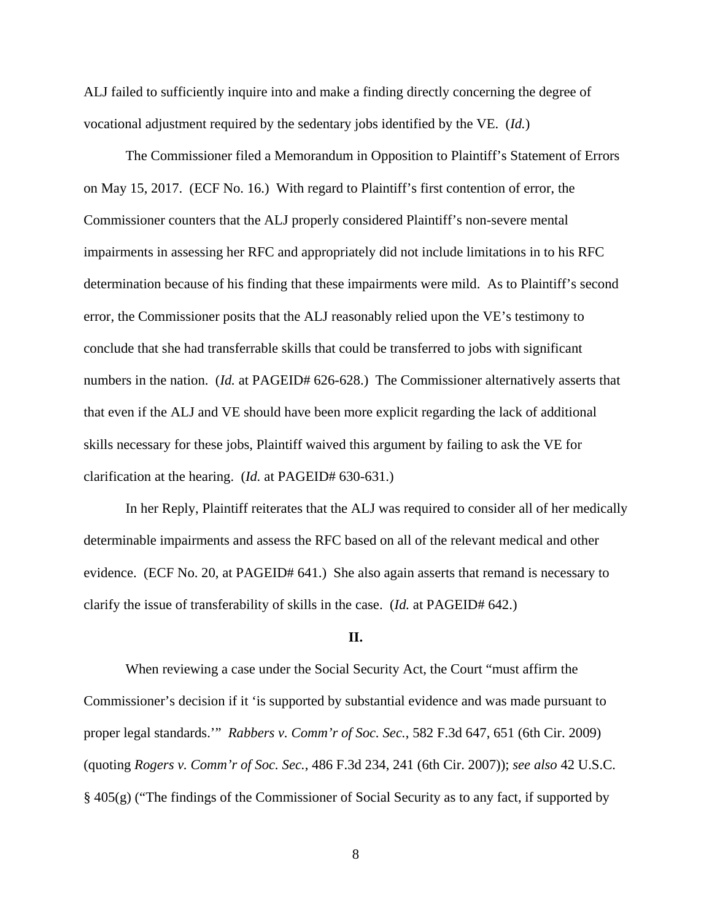ALJ failed to sufficiently inquire into and make a finding directly concerning the degree of vocational adjustment required by the sedentary jobs identified by the VE. (*Id.*)

The Commissioner filed a Memorandum in Opposition to Plaintiff's Statement of Errors on May 15, 2017. (ECF No. 16.) With regard to Plaintiff's first contention of error, the Commissioner counters that the ALJ properly considered Plaintiff's non-severe mental impairments in assessing her RFC and appropriately did not include limitations in to his RFC determination because of his finding that these impairments were mild. As to Plaintiff's second error, the Commissioner posits that the ALJ reasonably relied upon the VE's testimony to conclude that she had transferrable skills that could be transferred to jobs with significant numbers in the nation. (*Id.* at PAGEID# 626-628.) The Commissioner alternatively asserts that that even if the ALJ and VE should have been more explicit regarding the lack of additional skills necessary for these jobs, Plaintiff waived this argument by failing to ask the VE for clarification at the hearing. (*Id.* at PAGEID# 630-631.)

In her Reply, Plaintiff reiterates that the ALJ was required to consider all of her medically determinable impairments and assess the RFC based on all of the relevant medical and other evidence. (ECF No. 20, at PAGEID# 641.) She also again asserts that remand is necessary to clarify the issue of transferability of skills in the case. (*Id.* at PAGEID# 642.)

**II.**

When reviewing a case under the Social Security Act, the Court "must affirm the Commissioner's decision if it 'is supported by substantial evidence and was made pursuant to proper legal standards.'" *Rabbers v. Comm'r of Soc. Sec.*, 582 F.3d 647, 651 (6th Cir. 2009) (quoting *Rogers v. Comm'r of Soc. Sec.*, 486 F.3d 234, 241 (6th Cir. 2007)); *see also* 42 U.S.C. § 405(g) ("The findings of the Commissioner of Social Security as to any fact, if supported by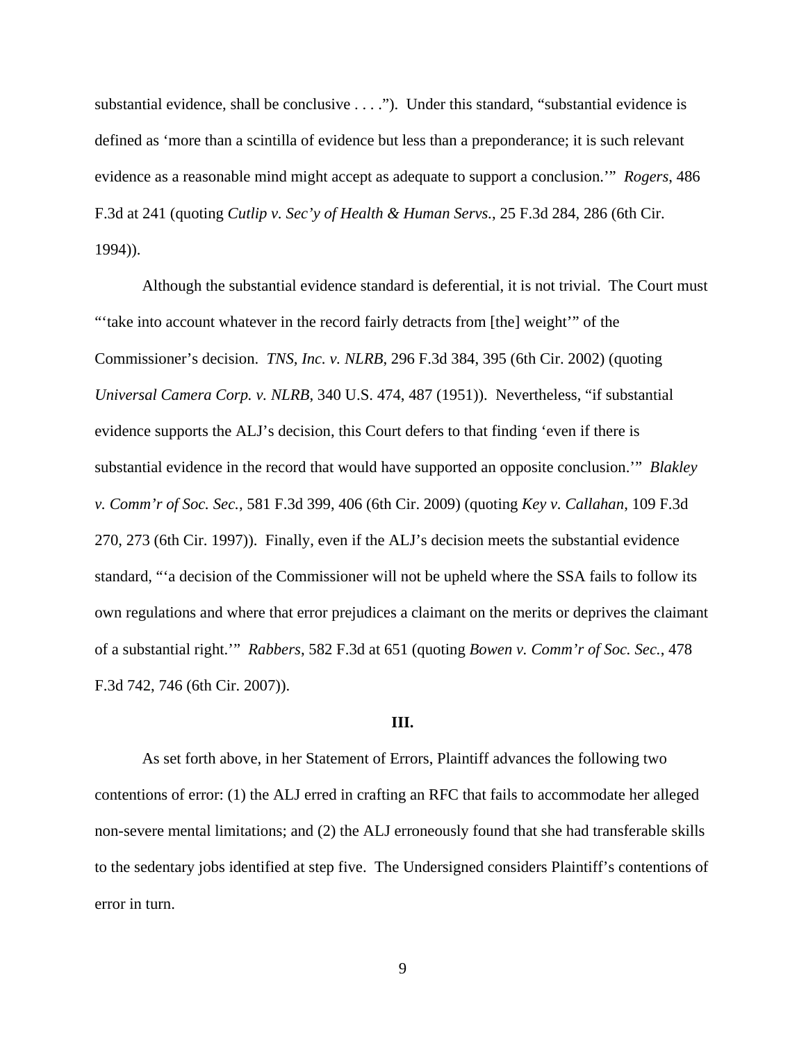substantial evidence, shall be conclusive . . . ."). Under this standard, "substantial evidence is defined as 'more than a scintilla of evidence but less than a preponderance; it is such relevant evidence as a reasonable mind might accept as adequate to support a conclusion.'" *Rogers*, 486 F.3d at 241 (quoting *Cutlip v. Sec'y of Health & Human Servs.*, 25 F.3d 284, 286 (6th Cir. 1994)).

Although the substantial evidence standard is deferential, it is not trivial. The Court must "'take into account whatever in the record fairly detracts from [the] weight'" of the Commissioner's decision. *TNS, Inc. v. NLRB*, 296 F.3d 384, 395 (6th Cir. 2002) (quoting *Universal Camera Corp. v. NLRB*, 340 U.S. 474, 487 (1951)). Nevertheless, "if substantial evidence supports the ALJ's decision, this Court defers to that finding 'even if there is substantial evidence in the record that would have supported an opposite conclusion.'" *Blakley v. Comm'r of Soc. Sec.*, 581 F.3d 399, 406 (6th Cir. 2009) (quoting *Key v. Callahan*, 109 F.3d 270, 273 (6th Cir. 1997)). Finally, even if the ALJ's decision meets the substantial evidence standard, "'a decision of the Commissioner will not be upheld where the SSA fails to follow its own regulations and where that error prejudices a claimant on the merits or deprives the claimant of a substantial right.'" *Rabbers*, 582 F.3d at 651 (quoting *Bowen v. Comm'r of Soc. Sec.*, 478 F.3d 742, 746 (6th Cir. 2007)).

**III.**

As set forth above, in her Statement of Errors, Plaintiff advances the following two contentions of error: (1) the ALJ erred in crafting an RFC that fails to accommodate her alleged non-severe mental limitations; and (2) the ALJ erroneously found that she had transferable skills to the sedentary jobs identified at step five. The Undersigned considers Plaintiff's contentions of error in turn.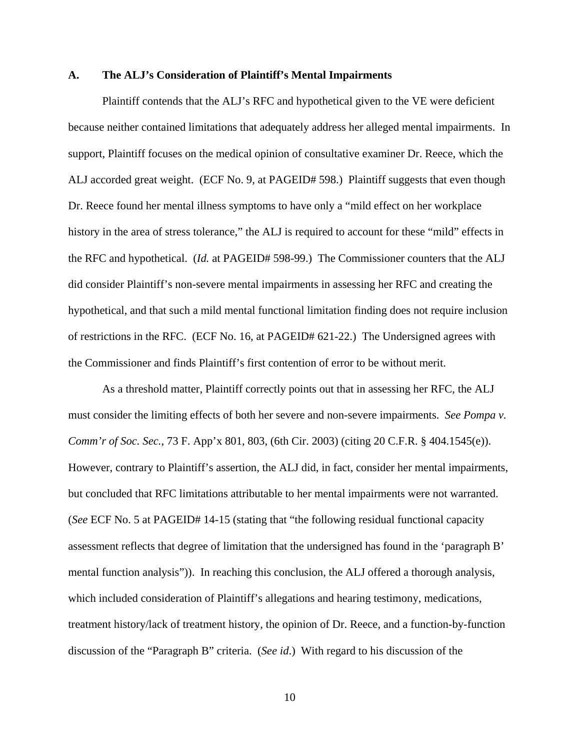### A. The ALJ's Consideration of Plaintiff's Mental Impairments

Plaintiff contends that the ALJ's RFC and hypothetical given to the VE were deficient because neither contained limitations that adequately address her alleged mental impairments. In support, Plaintiff focuses on the medical opinion of consultative examiner Dr. Reece, which the ALJ accorded great weight. (ECF No. 9, at PAGEID# 598.) Plaintiff suggests that even though Dr. Reece found her mental illness symptoms to have only a "mild effect on her workplace history in the area of stress tolerance," the ALJ is required to account for these "mild" effects in the RFC and hypothetical. (*Id.* at PAGEID# 598-99.) The Commissioner counters that the ALJ did consider Plaintiff's non-severe mental impairments in assessing her RFC and creating the hypothetical, and that such a mild mental functional limitation finding does not require inclusion of restrictions in the RFC. (ECF No. 16, at PAGEID# 621-22.) The Undersigned agrees with the Commissioner and finds Plaintiff's first contention of error to be without merit.

As a threshold matter, Plaintiff correctly points out that in assessing her RFC, the ALJ must consider the limiting effects of both her severe and non-severe impairments. *See Pompa v. Comm'r of Soc. Sec.*, 73 F. App'x 801, 803, (6th Cir. 2003) (citing 20 C.F.R. § 404.1545(e)). However, contrary to Plaintiff's assertion, the ALJ did, in fact, consider her mental impairments, but concluded that RFC limitations attributable to her mental impairments were not warranted. (*See* ECF No. 5 at PAGEID# 14-15 (stating that "the following residual functional capacity assessment reflects that degree of limitation that the undersigned has found in the 'paragraph B' mental function analysis")). In reaching this conclusion, the ALJ offered a thorough analysis, which included consideration of Plaintiff's allegations and hearing testimony, medications, treatment history/lack of treatment history, the opinion of Dr. Reece, and a function-by-function discussion of the "Paragraph B" criteria. (*See id*.) With regard to his discussion of the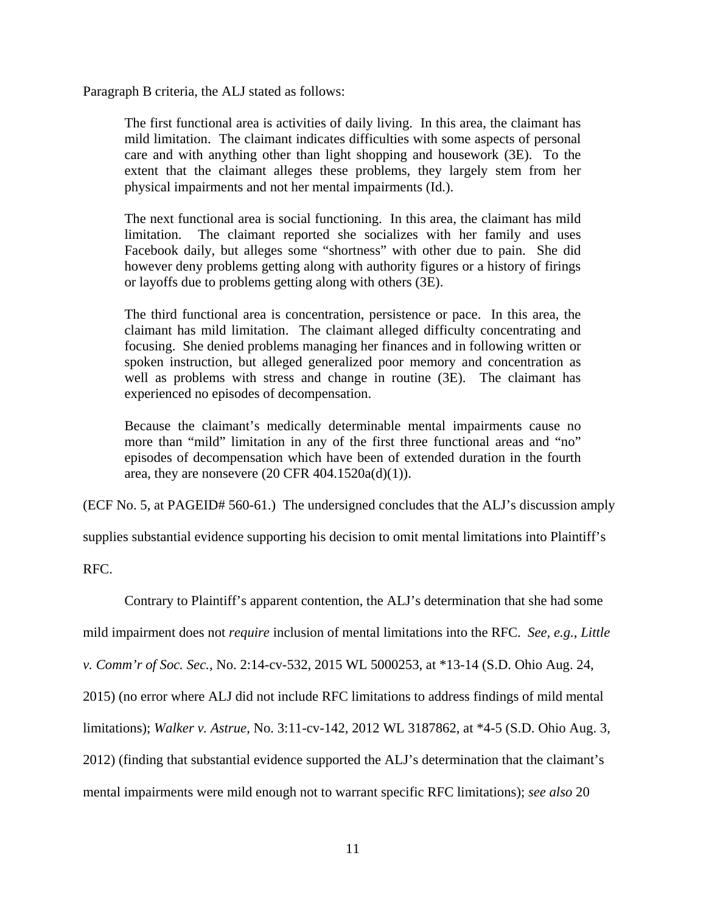Paragraph B criteria, the ALJ stated as follows:

> The first functional area is activities of daily living. In this area, the claimant has mild limitation. The claimant indicates difficulties with some aspects of personal care and with anything other than light shopping and housework (3E). To the extent that the claimant alleges these problems, they largely stem from her physical impairments and not her mental impairments (Id.).
>
> The next functional area is social functioning. In this area, the claimant has mild limitation. The claimant reported she socializes with her family and uses Facebook daily, but alleges some "shortness" with other due to pain. She did however deny problems getting along with authority figures or a history of firings or layoffs due to problems getting along with others (3E).
>
> The third functional area is concentration, persistence or pace. In this area, the claimant has mild limitation. The claimant alleged difficulty concentrating and focusing. She denied problems managing her finances and in following written or spoken instruction, but alleged generalized poor memory and concentration as well as problems with stress and change in routine (3E). The claimant has experienced no episodes of decompensation.
>
> Because the claimant's medically determinable mental impairments cause no more than "mild" limitation in any of the first three functional areas and "no" episodes of decompensation which have been of extended duration in the fourth area, they are nonsevere (20 CFR 404.1520a(d)(1)).

(ECF No. 5, at PAGEID# 560-61.) The undersigned concludes that the ALJ's discussion amply supplies substantial evidence supporting his decision to omit mental limitations into Plaintiff's RFC.

Contrary to Plaintiff's apparent contention, the ALJ's determination that she had some mild impairment does not *require* inclusion of mental limitations into the RFC. *See, e.g.*, *Little v. Comm'r of Soc. Sec.*, No. 2:14-cv-532, 2015 WL 5000253, at *13-14 (S.D. Ohio Aug. 24, 2015) (no error where ALJ did not include RFC limitations to address findings of mild mental limitations); *Walker v. Astrue*, No. 3:11-cv-142, 2012 WL 3187862, at *4-5 (S.D. Ohio Aug. 3, 2012) (finding that substantial evidence supported the ALJ's determination that the claimant's mental impairments were mild enough not to warrant specific RFC limitations); *see also* 20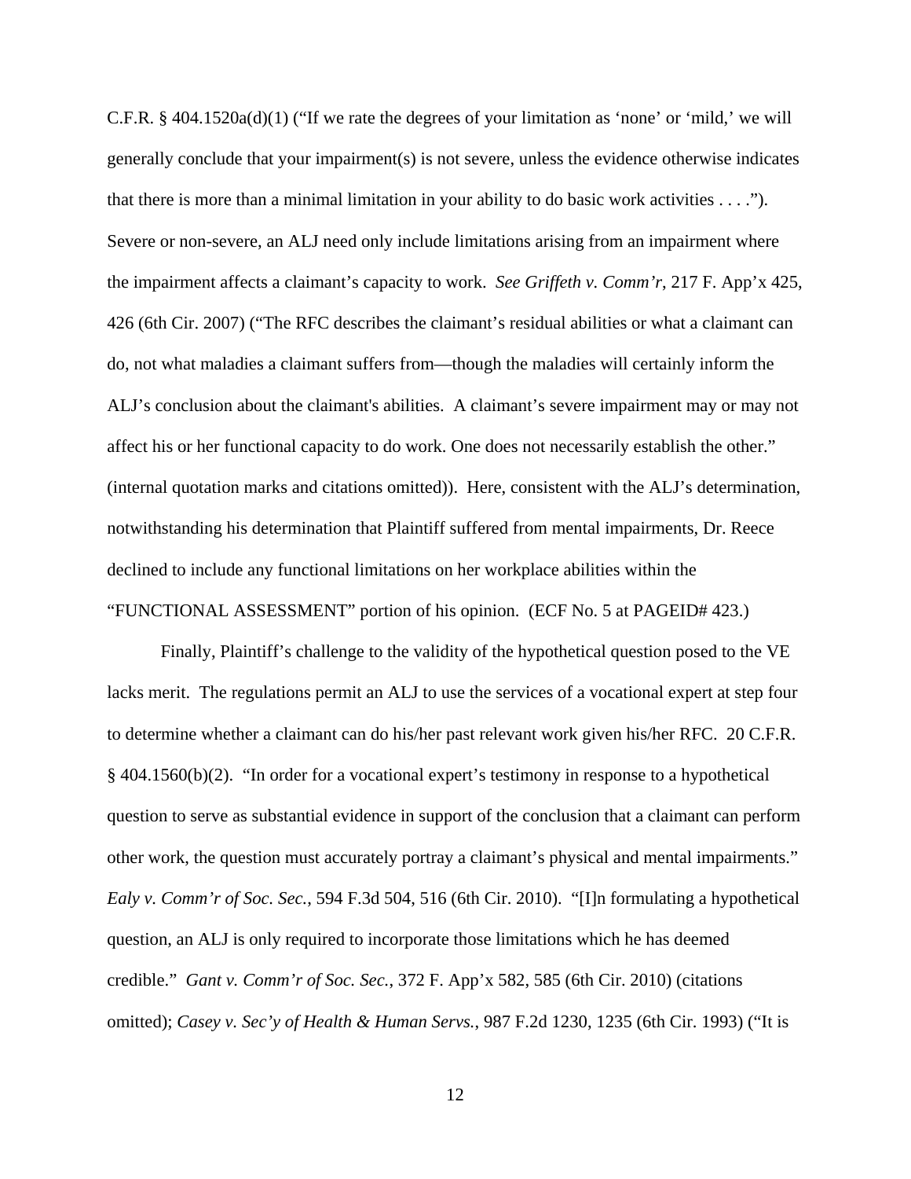C.F.R. § 404.1520a(d)(1) ("If we rate the degrees of your limitation as 'none' or 'mild,' we will generally conclude that your impairment(s) is not severe, unless the evidence otherwise indicates that there is more than a minimal limitation in your ability to do basic work activities . . . ."). Severe or non-severe, an ALJ need only include limitations arising from an impairment where the impairment affects a claimant's capacity to work. *See Griffeth v. Comm'r*, 217 F. App'x 425, 426 (6th Cir. 2007) ("The RFC describes the claimant's residual abilities or what a claimant can do, not what maladies a claimant suffers from—though the maladies will certainly inform the ALJ's conclusion about the claimant's abilities. A claimant's severe impairment may or may not affect his or her functional capacity to do work. One does not necessarily establish the other." (internal quotation marks and citations omitted)). Here, consistent with the ALJ's determination, notwithstanding his determination that Plaintiff suffered from mental impairments, Dr. Reece declined to include any functional limitations on her workplace abilities within the "FUNCTIONAL ASSESSMENT" portion of his opinion. (ECF No. 5 at PAGEID# 423.)

Finally, Plaintiff's challenge to the validity of the hypothetical question posed to the VE lacks merit. The regulations permit an ALJ to use the services of a vocational expert at step four to determine whether a claimant can do his/her past relevant work given his/her RFC. 20 C.F.R. § 404.1560(b)(2). "In order for a vocational expert's testimony in response to a hypothetical question to serve as substantial evidence in support of the conclusion that a claimant can perform other work, the question must accurately portray a claimant's physical and mental impairments." *Ealy v. Comm'r of Soc. Sec.*, 594 F.3d 504, 516 (6th Cir. 2010). "[I]n formulating a hypothetical question, an ALJ is only required to incorporate those limitations which he has deemed credible." *Gant v. Comm'r of Soc. Sec.*, 372 F. App'x 582, 585 (6th Cir. 2010) (citations omitted); *Casey v. Sec'y of Health & Human Servs.*, 987 F.2d 1230, 1235 (6th Cir. 1993) ("It is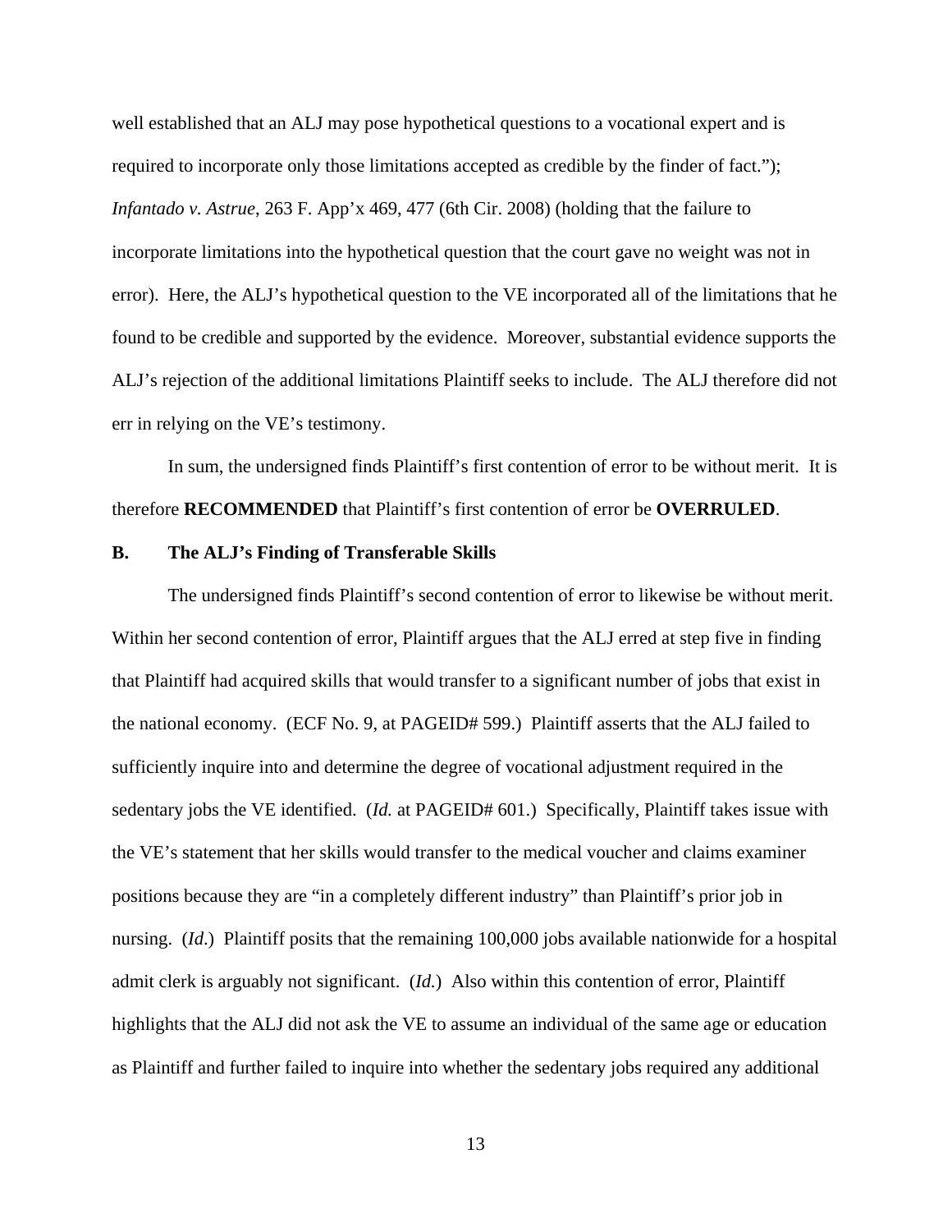well established that an ALJ may pose hypothetical questions to a vocational expert and is required to incorporate only those limitations accepted as credible by the finder of fact."); *Infantado v. Astrue*, 263 F. App'x 469, 477 (6th Cir. 2008) (holding that the failure to incorporate limitations into the hypothetical question that the court gave no weight was not in error). Here, the ALJ's hypothetical question to the VE incorporated all of the limitations that he found to be credible and supported by the evidence. Moreover, substantial evidence supports the ALJ's rejection of the additional limitations Plaintiff seeks to include. The ALJ therefore did not err in relying on the VE's testimony.

In sum, the undersigned finds Plaintiff's first contention of error to be without merit. It is therefore **RECOMMENDED** that Plaintiff's first contention of error be **OVERRULED**.

**B. The ALJ's Finding of Transferable Skills**

The undersigned finds Plaintiff's second contention of error to likewise be without merit. Within her second contention of error, Plaintiff argues that the ALJ erred at step five in finding that Plaintiff had acquired skills that would transfer to a significant number of jobs that exist in the national economy. (ECF No. 9, at PAGEID# 599.) Plaintiff asserts that the ALJ failed to sufficiently inquire into and determine the degree of vocational adjustment required in the sedentary jobs the VE identified. (*Id.* at PAGEID# 601.) Specifically, Plaintiff takes issue with the VE's statement that her skills would transfer to the medical voucher and claims examiner positions because they are "in a completely different industry" than Plaintiff's prior job in nursing. (*Id.*) Plaintiff posits that the remaining 100,000 jobs available nationwide for a hospital admit clerk is arguably not significant. (*Id.*) Also within this contention of error, Plaintiff highlights that the ALJ did not ask the VE to assume an individual of the same age or education as Plaintiff and further failed to inquire into whether the sedentary jobs required any additional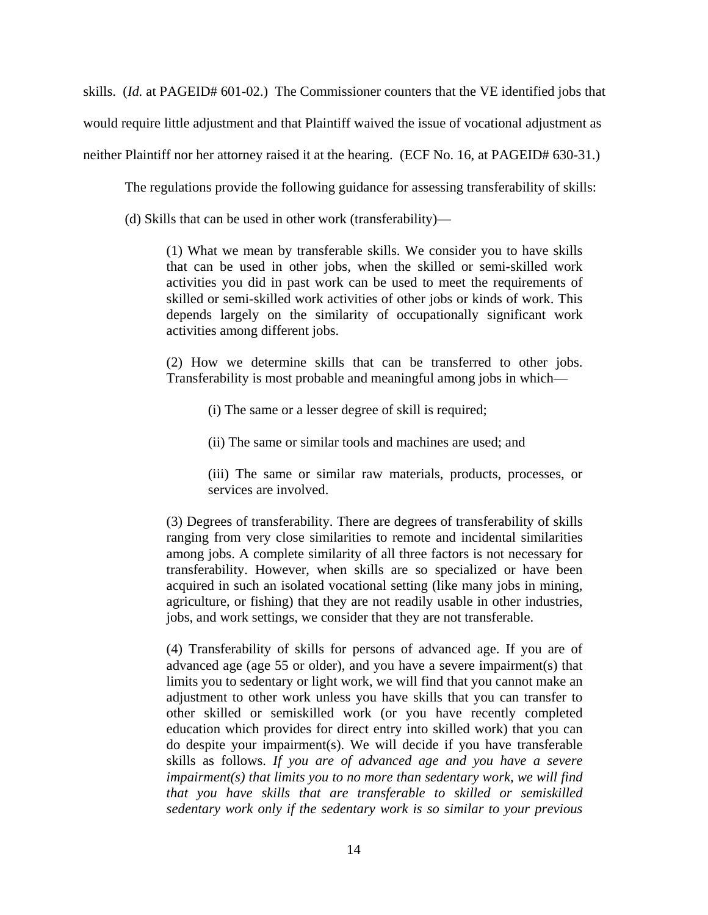skills. (*Id.* at PAGEID# 601-02.) The Commissioner counters that the VE identified jobs that would require little adjustment and that Plaintiff waived the issue of vocational adjustment as neither Plaintiff nor her attorney raised it at the hearing. (ECF No. 16, at PAGEID# 630-31.)

The regulations provide the following guidance for assessing transferability of skills:

(d) Skills that can be used in other work (transferability)—

> (1) What we mean by transferable skills. We consider you to have skills that can be used in other jobs, when the skilled or semi-skilled work activities you did in past work can be used to meet the requirements of skilled or semi-skilled work activities of other jobs or kinds of work. This depends largely on the similarity of occupationally significant work activities among different jobs.
>
> (2) How we determine skills that can be transferred to other jobs. Transferability is most probable and meaningful among jobs in which—
>
> > (i) The same or a lesser degree of skill is required;
> >
> > (ii) The same or similar tools and machines are used; and
> >
> > (iii) The same or similar raw materials, products, processes, or services are involved.
>
> (3) Degrees of transferability. There are degrees of transferability of skills ranging from very close similarities to remote and incidental similarities among jobs. A complete similarity of all three factors is not necessary for transferability. However, when skills are so specialized or have been acquired in such an isolated vocational setting (like many jobs in mining, agriculture, or fishing) that they are not readily usable in other industries, jobs, and work settings, we consider that they are not transferable.
>
> (4) Transferability of skills for persons of advanced age. If you are of advanced age (age 55 or older), and you have a severe impairment(s) that limits you to sedentary or light work, we will find that you cannot make an adjustment to other work unless you have skills that you can transfer to other skilled or semiskilled work (or you have recently completed education which provides for direct entry into skilled work) that you can do despite your impairment(s). We will decide if you have transferable skills as follows. *If you are of advanced age and you have a severe impairment(s) that limits you to no more than sedentary work, we will find that you have skills that are transferable to skilled or semiskilled sedentary work only if the sedentary work is so similar to your previous*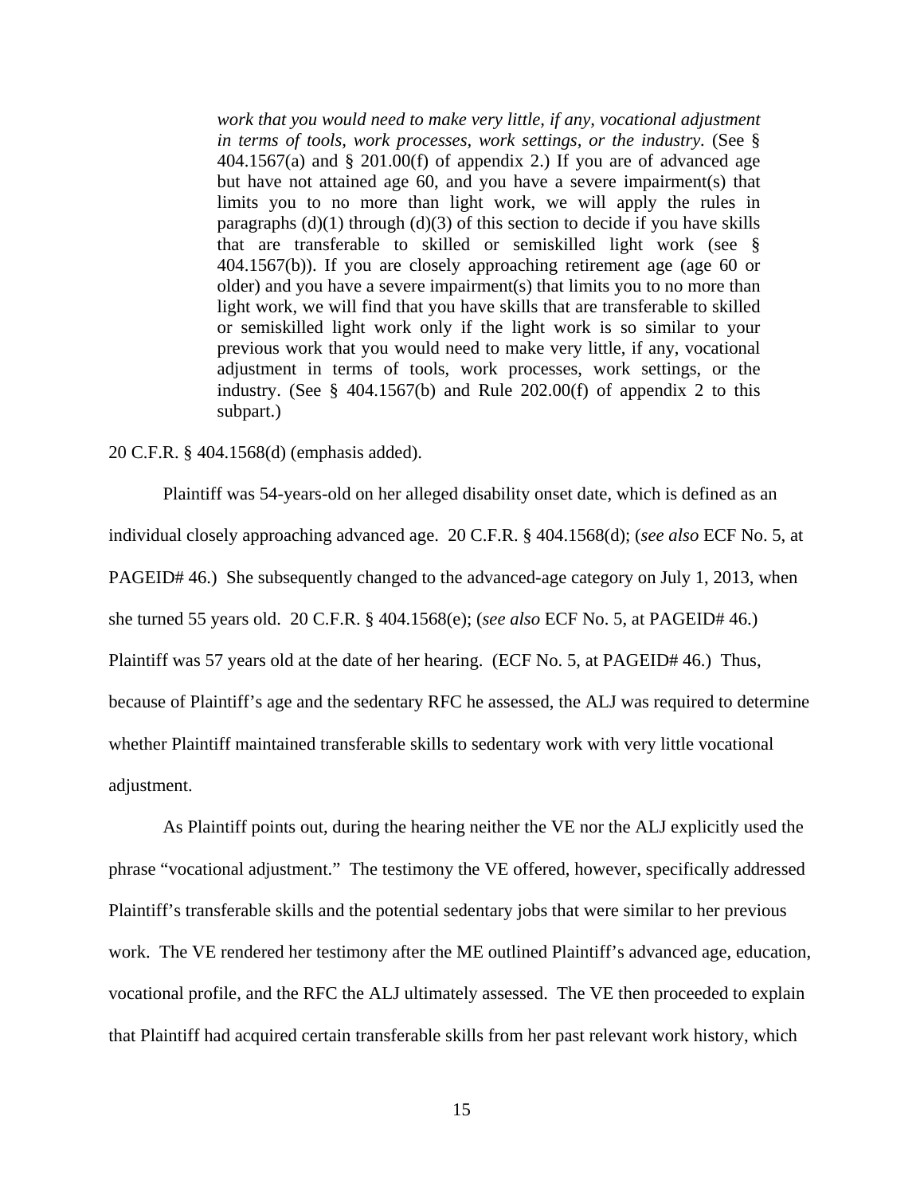> *work that you would need to make very little, if any, vocational adjustment in terms of tools, work processes, work settings, or the industry*. (See § 404.1567(a) and § 201.00(f) of appendix 2.) If you are of advanced age but have not attained age 60, and you have a severe impairment(s) that limits you to no more than light work, we will apply the rules in paragraphs (d)(1) through (d)(3) of this section to decide if you have skills that are transferable to skilled or semiskilled light work (see § 404.1567(b)). If you are closely approaching retirement age (age 60 or older) and you have a severe impairment(s) that limits you to no more than light work, we will find that you have skills that are transferable to skilled or semiskilled light work only if the light work is so similar to your previous work that you would need to make very little, if any, vocational adjustment in terms of tools, work processes, work settings, or the industry. (See § 404.1567(b) and Rule 202.00(f) of appendix 2 to this subpart.)

20 C.F.R. § 404.1568(d) (emphasis added).

Plaintiff was 54-years-old on her alleged disability onset date, which is defined as an individual closely approaching advanced age. 20 C.F.R. § 404.1568(d); (*see also* ECF No. 5, at PAGEID# 46.) She subsequently changed to the advanced-age category on July 1, 2013, when she turned 55 years old. 20 C.F.R. § 404.1568(e); (*see also* ECF No. 5, at PAGEID# 46.) Plaintiff was 57 years old at the date of her hearing. (ECF No. 5, at PAGEID# 46.) Thus, because of Plaintiff's age and the sedentary RFC he assessed, the ALJ was required to determine whether Plaintiff maintained transferable skills to sedentary work with very little vocational adjustment.

As Plaintiff points out, during the hearing neither the VE nor the ALJ explicitly used the phrase "vocational adjustment." The testimony the VE offered, however, specifically addressed Plaintiff's transferable skills and the potential sedentary jobs that were similar to her previous work. The VE rendered her testimony after the ME outlined Plaintiff's advanced age, education, vocational profile, and the RFC the ALJ ultimately assessed. The VE then proceeded to explain that Plaintiff had acquired certain transferable skills from her past relevant work history, which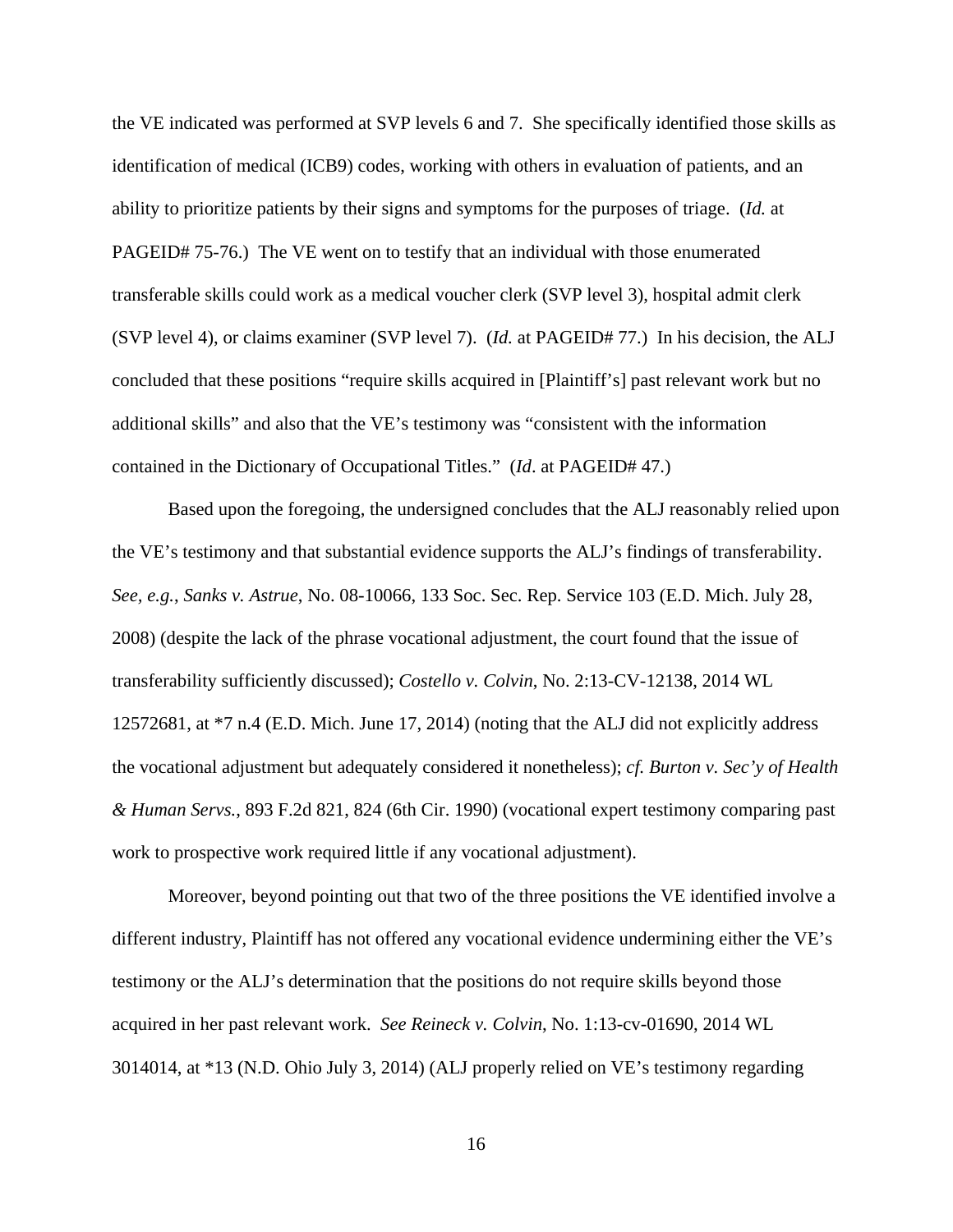the VE indicated was performed at SVP levels 6 and 7. She specifically identified those skills as identification of medical (ICB9) codes, working with others in evaluation of patients, and an ability to prioritize patients by their signs and symptoms for the purposes of triage. (*Id.* at PAGEID# 75-76.) The VE went on to testify that an individual with those enumerated transferable skills could work as a medical voucher clerk (SVP level 3), hospital admit clerk (SVP level 4), or claims examiner (SVP level 7). (*Id.* at PAGEID# 77.) In his decision, the ALJ concluded that these positions "require skills acquired in [Plaintiff's] past relevant work but no additional skills" and also that the VE's testimony was "consistent with the information contained in the Dictionary of Occupational Titles." (*Id*. at PAGEID# 47.)

Based upon the foregoing, the undersigned concludes that the ALJ reasonably relied upon the VE's testimony and that substantial evidence supports the ALJ's findings of transferability. *See, e.g.*, *Sanks v. Astrue*, No. 08-10066, 133 Soc. Sec. Rep. Service 103 (E.D. Mich. July 28, 2008) (despite the lack of the phrase vocational adjustment, the court found that the issue of transferability sufficiently discussed); *Costello v. Colvin*, No. 2:13-CV-12138, 2014 WL 12572681, at *7 n.4 (E.D. Mich. June 17, 2014) (noting that the ALJ did not explicitly address the vocational adjustment but adequately considered it nonetheless); *cf. Burton v. Sec'y of Health & Human Servs.*, 893 F.2d 821, 824 (6th Cir. 1990) (vocational expert testimony comparing past work to prospective work required little if any vocational adjustment).

Moreover, beyond pointing out that two of the three positions the VE identified involve a different industry, Plaintiff has not offered any vocational evidence undermining either the VE's testimony or the ALJ's determination that the positions do not require skills beyond those acquired in her past relevant work. *See Reineck v. Colvin*, No. 1:13-cv-01690, 2014 WL 3014014, at *13 (N.D. Ohio July 3, 2014) (ALJ properly relied on VE's testimony regarding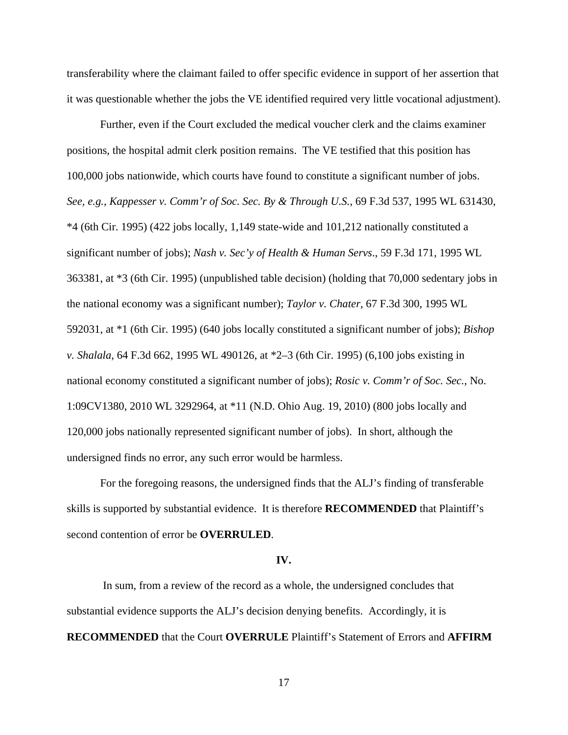transferability where the claimant failed to offer specific evidence in support of her assertion that it was questionable whether the jobs the VE identified required very little vocational adjustment).

Further, even if the Court excluded the medical voucher clerk and the claims examiner positions, the hospital admit clerk position remains. The VE testified that this position has 100,000 jobs nationwide, which courts have found to constitute a significant number of jobs. *See, e.g.*, *Kappesser v. Comm'r of Soc. Sec. By & Through U.S.*, 69 F.3d 537, 1995 WL 631430, *4 (6th Cir. 1995) (422 jobs locally, 1,149 state-wide and 101,212 nationally constituted a significant number of jobs); *Nash v. Sec'y of Health & Human Servs*., 59 F.3d 171, 1995 WL 363381, at *3 (6th Cir. 1995) (unpublished table decision) (holding that 70,000 sedentary jobs in the national economy was a significant number); *Taylor v. Chater*, 67 F.3d 300, 1995 WL 592031, at *1 (6th Cir. 1995) (640 jobs locally constituted a significant number of jobs); *Bishop v. Shalala*, 64 F.3d 662, 1995 WL 490126, at *2–3 (6th Cir. 1995) (6,100 jobs existing in national economy constituted a significant number of jobs); *Rosic v. Comm'r of Soc. Sec.*, No. 1:09CV1380, 2010 WL 3292964, at *11 (N.D. Ohio Aug. 19, 2010) (800 jobs locally and 120,000 jobs nationally represented significant number of jobs). In short, although the undersigned finds no error, any such error would be harmless.

For the foregoing reasons, the undersigned finds that the ALJ's finding of transferable skills is supported by substantial evidence. It is therefore **RECOMMENDED** that Plaintiff's second contention of error be **OVERRULED**.

**IV.**

In sum, from a review of the record as a whole, the undersigned concludes that substantial evidence supports the ALJ's decision denying benefits. Accordingly, it is **RECOMMENDED** that the Court **OVERRULE** Plaintiff's Statement of Errors and **AFFIRM**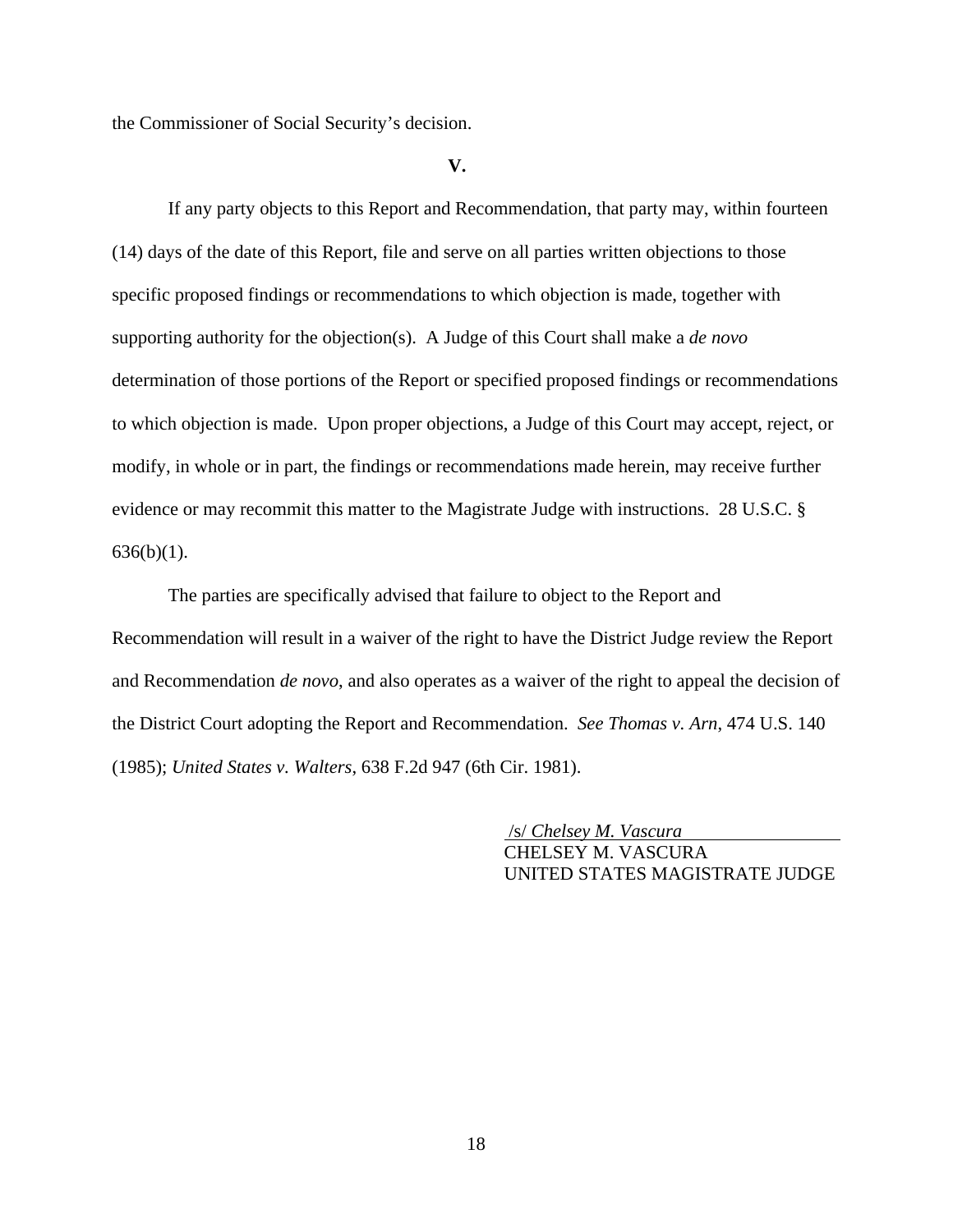the Commissioner of Social Security's decision.

**V.**

If any party objects to this Report and Recommendation, that party may, within fourteen (14) days of the date of this Report, file and serve on all parties written objections to those specific proposed findings or recommendations to which objection is made, together with supporting authority for the objection(s). A Judge of this Court shall make a *de novo* determination of those portions of the Report or specified proposed findings or recommendations to which objection is made. Upon proper objections, a Judge of this Court may accept, reject, or modify, in whole or in part, the findings or recommendations made herein, may receive further evidence or may recommit this matter to the Magistrate Judge with instructions. 28 U.S.C. § 636(b)(1).

The parties are specifically advised that failure to object to the Report and Recommendation will result in a waiver of the right to have the District Judge review the Report and Recommendation *de novo*, and also operates as a waiver of the right to appeal the decision of the District Court adopting the Report and Recommendation. *See Thomas v. Arn*, 474 U.S. 140 (1985); *United States v. Walters*, 638 F.2d 947 (6th Cir. 1981).

/s/ *Chelsey M. Vascura*
CHELSEY M. VASCURA
UNITED STATES MAGISTRATE JUDGE